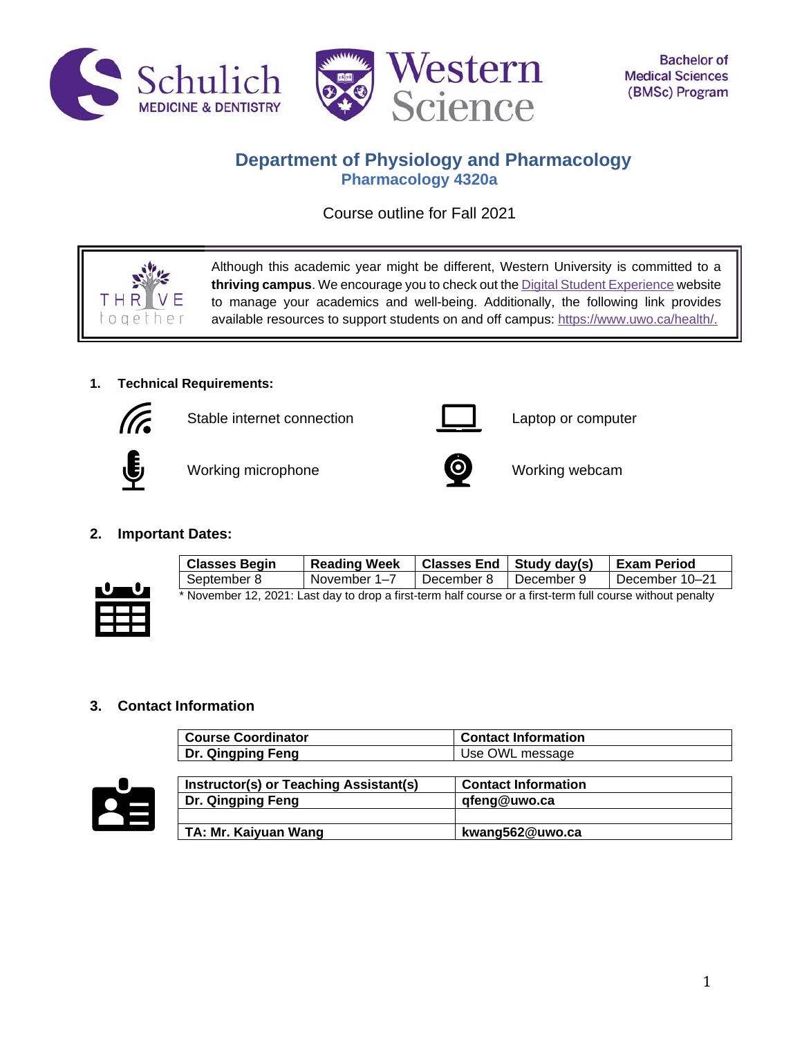Bachelor of Medical Sciences (BMSc) Program

# Department of Physiology and Pharmacology

## Pharmacology 4320a

Course outline for Fall 2021

Although this academic year might be different, Western University is committed to a **thriving campus**. We encourage you to check out the Digital Student Experience website to manage your academics and well-being. Additionally, the following link provides available resources to support students on and off campus: https://www.uwo.ca/health/.

### 1. Technical Requirements:

- Stable internet connection
- Laptop or computer
- Working microphone
- Working webcam

### 2. Important Dates:

| Classes Begin | Reading Week | Classes End | Study day(s) | Exam Period |
|---|---|---|---|---|
| September 8 | November 1–7 | December 8 | December 9 | December 10–21 |

* November 12, 2021: Last day to drop a first-term half course or a first-term full course without penalty

### 3. Contact Information

| Course Coordinator | Contact Information |
|---|---|
| **Dr. Qingping Feng** | Use OWL message |

| Instructor(s) or Teaching Assistant(s) | Contact Information |
|---|---|
| **Dr. Qingping Feng** | **qfeng@uwo.ca** |
| | |
| **TA: Mr. Kaiyuan Wang** | **kwang562@uwo.ca** |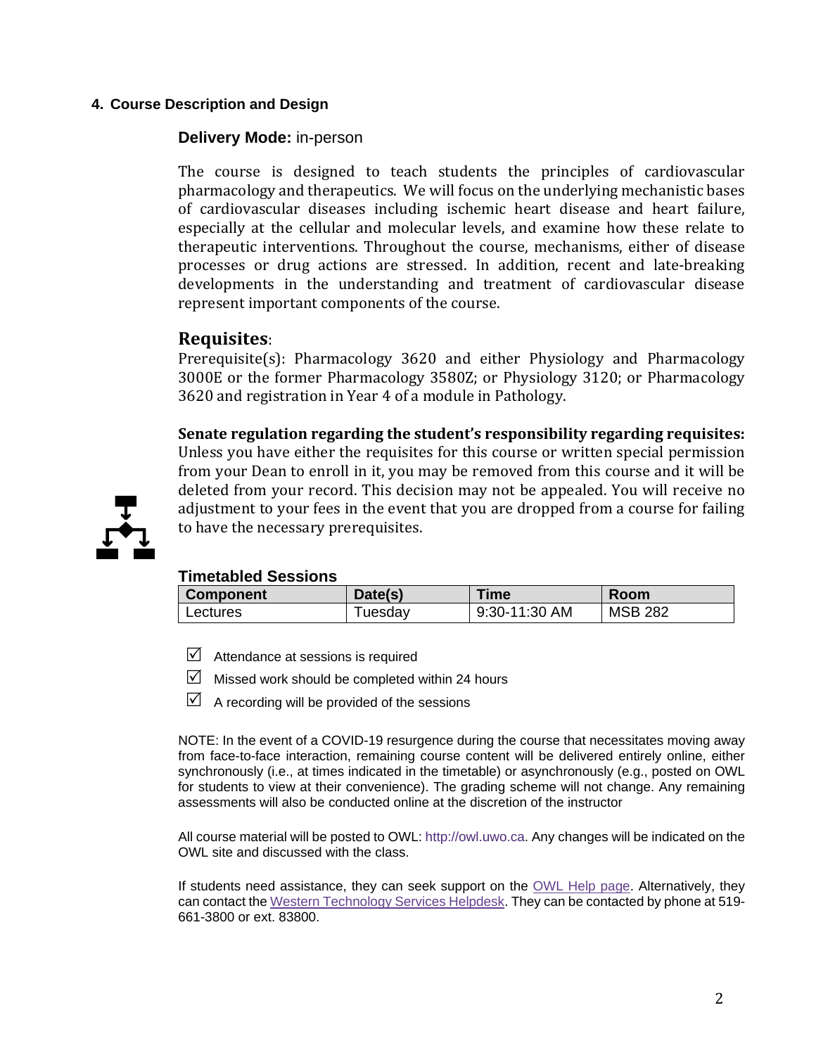## 4. Course Description and Design

**Delivery Mode:** in-person

The course is designed to teach students the principles of cardiovascular pharmacology and therapeutics. We will focus on the underlying mechanistic bases of cardiovascular diseases including ischemic heart disease and heart failure, especially at the cellular and molecular levels, and examine how these relate to therapeutic interventions. Throughout the course, mechanisms, either of disease processes or drug actions are stressed. In addition, recent and late-breaking developments in the understanding and treatment of cardiovascular disease represent important components of the course.

### Requisites:

Prerequisite(s): Pharmacology 3620 and either Physiology and Pharmacology 3000E or the former Pharmacology 3580Z; or Physiology 3120; or Pharmacology 3620 and registration in Year 4 of a module in Pathology.

**Senate regulation regarding the student's responsibility regarding requisites:** Unless you have either the requisites for this course or written special permission from your Dean to enroll in it, you may be removed from this course and it will be deleted from your record. This decision may not be appealed. You will receive no adjustment to your fees in the event that you are dropped from a course for failing to have the necessary prerequisites.

### Timetabled Sessions

| Component | Date(s) | Time | Room |
|---|---|---|---|
| Lectures | Tuesday | 9:30-11:30 AM | MSB 282 |

- ☑ Attendance at sessions is required
- ☑ Missed work should be completed within 24 hours
- ☑ A recording will be provided of the sessions

NOTE: In the event of a COVID-19 resurgence during the course that necessitates moving away from face-to-face interaction, remaining course content will be delivered entirely online, either synchronously (i.e., at times indicated in the timetable) or asynchronously (e.g., posted on OWL for students to view at their convenience). The grading scheme will not change. Any remaining assessments will also be conducted online at the discretion of the instructor

All course material will be posted to OWL: http://owl.uwo.ca. Any changes will be indicated on the OWL site and discussed with the class.

If students need assistance, they can seek support on the OWL Help page. Alternatively, they can contact the Western Technology Services Helpdesk. They can be contacted by phone at 519-661-3800 or ext. 83800.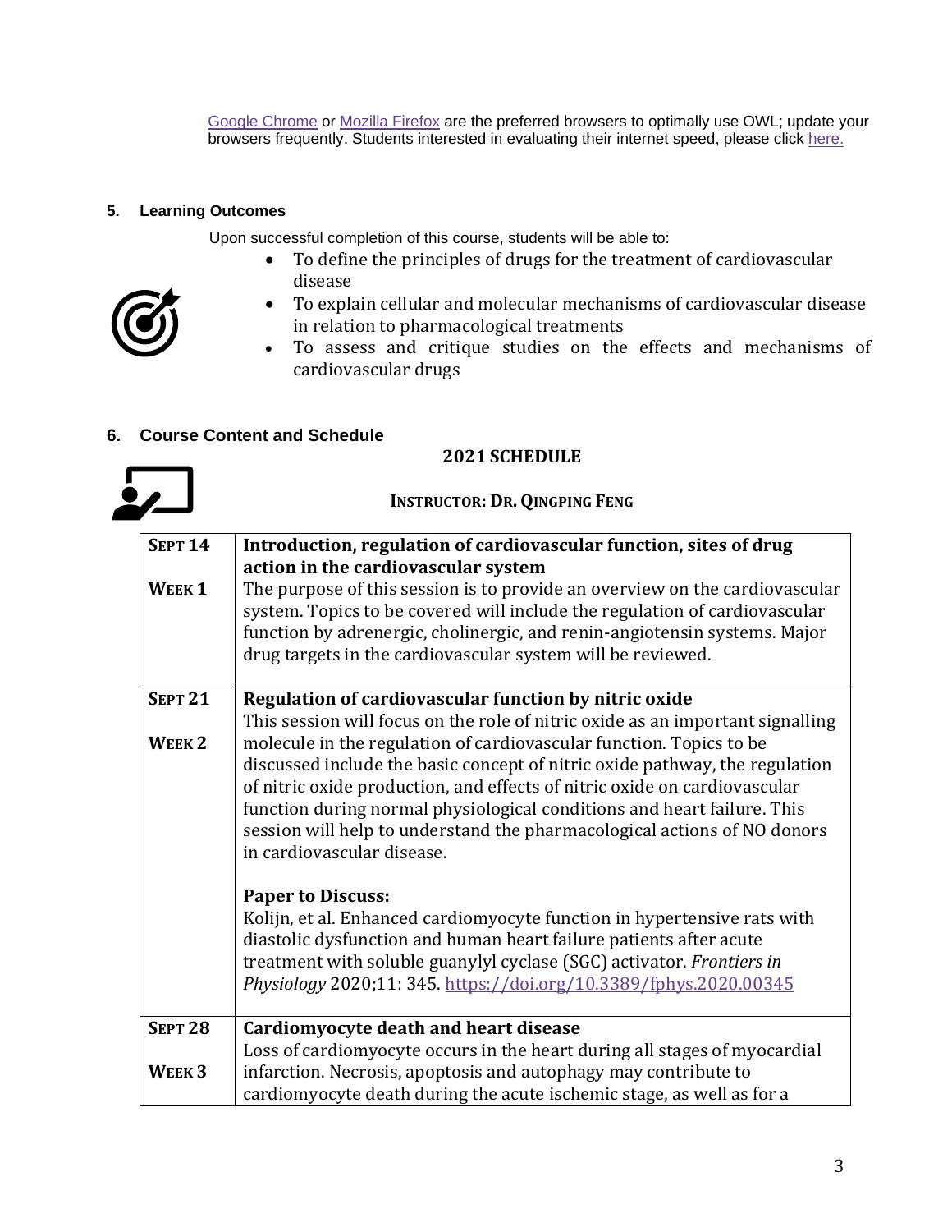[Google Chrome](#) or [Mozilla Firefox](#) are the preferred browsers to optimally use OWL; update your browsers frequently. Students interested in evaluating their internet speed, please click [here.](#)

## 5. Learning Outcomes

Upon successful completion of this course, students will be able to:

- To define the principles of drugs for the treatment of cardiovascular disease
- To explain cellular and molecular mechanisms of cardiovascular disease in relation to pharmacological treatments
- To assess and critique studies on the effects and mechanisms of cardiovascular drugs

## 6. Course Content and Schedule

### 2021 SCHEDULE

**INSTRUCTOR: DR. QINGPING FENG**

| | |
|---|---|
| **SEPT 14**<br><br>**WEEK 1** | **Introduction, regulation of cardiovascular function, sites of drug action in the cardiovascular system**<br>The purpose of this session is to provide an overview on the cardiovascular system. Topics to be covered will include the regulation of cardiovascular function by adrenergic, cholinergic, and renin-angiotensin systems. Major drug targets in the cardiovascular system will be reviewed. |
| **SEPT 21**<br><br>**WEEK 2** | **Regulation of cardiovascular function by nitric oxide**<br>This session will focus on the role of nitric oxide as an important signalling molecule in the regulation of cardiovascular function. Topics to be discussed include the basic concept of nitric oxide pathway, the regulation of nitric oxide production, and effects of nitric oxide on cardiovascular function during normal physiological conditions and heart failure. This session will help to understand the pharmacological actions of NO donors in cardiovascular disease.<br><br>**Paper to Discuss:**<br>Kolijn, et al. Enhanced cardiomyocyte function in hypertensive rats with diastolic dysfunction and human heart failure patients after acute treatment with soluble guanylyl cyclase (SGC) activator. *Frontiers in Physiology* 2020;11: 345. https://doi.org/10.3389/fphys.2020.00345 |
| **SEPT 28**<br><br>**WEEK 3** | **Cardiomyocyte death and heart disease**<br>Loss of cardiomyocyte occurs in the heart during all stages of myocardial infarction. Necrosis, apoptosis and autophagy may contribute to cardiomyocyte death during the acute ischemic stage, as well as for a |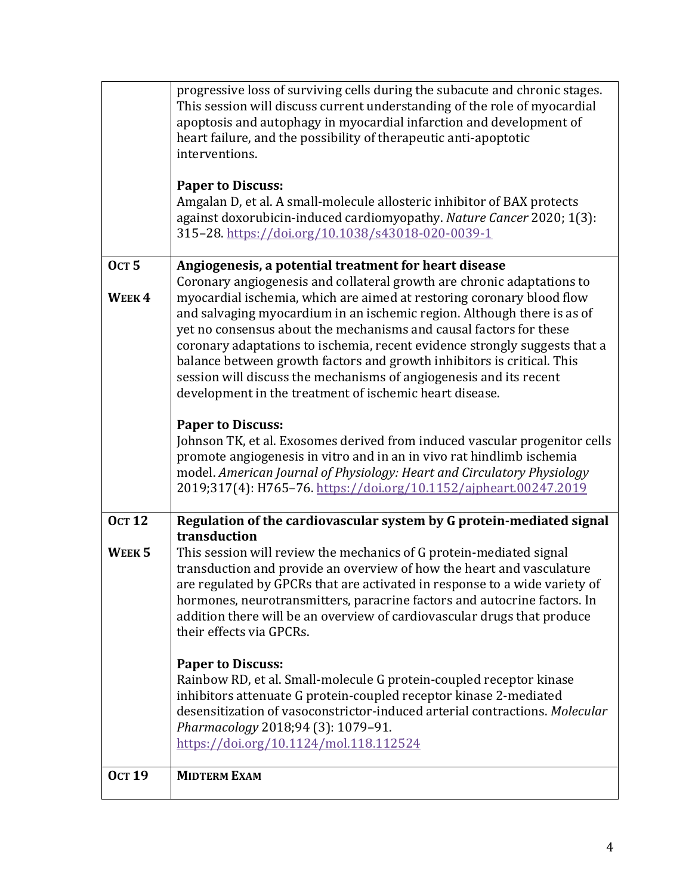| | |
|---|---|
| | progressive loss of surviving cells during the subacute and chronic stages. This session will discuss current understanding of the role of myocardial apoptosis and autophagy in myocardial infarction and development of heart failure, and the possibility of therapeutic anti-apoptotic interventions.<br><br>**Paper to Discuss:**<br>Amgalan D, et al. A small-molecule allosteric inhibitor of BAX protects against doxorubicin-induced cardiomyopathy. *Nature Cancer* 2020; 1(3): 315–28. https://doi.org/10.1038/s43018-020-0039-1 |
| **OCT 5**<br><br>**WEEK 4** | **Angiogenesis, a potential treatment for heart disease**<br>Coronary angiogenesis and collateral growth are chronic adaptations to myocardial ischemia, which are aimed at restoring coronary blood flow and salvaging myocardium in an ischemic region. Although there is as of yet no consensus about the mechanisms and causal factors for these coronary adaptations to ischemia, recent evidence strongly suggests that a balance between growth factors and growth inhibitors is critical. This session will discuss the mechanisms of angiogenesis and its recent development in the treatment of ischemic heart disease.<br><br>**Paper to Discuss:**<br>Johnson TK, et al. Exosomes derived from induced vascular progenitor cells promote angiogenesis in vitro and in an in vivo rat hindlimb ischemia model. *American Journal of Physiology: Heart and Circulatory Physiology* 2019;317(4): H765–76. https://doi.org/10.1152/ajpheart.00247.2019 |
| **OCT 12**<br><br>**WEEK 5** | **Regulation of the cardiovascular system by G protein-mediated signal transduction**<br>This session will review the mechanics of G protein-mediated signal transduction and provide an overview of how the heart and vasculature are regulated by GPCRs that are activated in response to a wide variety of hormones, neurotransmitters, paracrine factors and autocrine factors. In addition there will be an overview of cardiovascular drugs that produce their effects via GPCRs.<br><br>**Paper to Discuss:**<br>Rainbow RD, et al. Small-molecule G protein-coupled receptor kinase inhibitors attenuate G protein-coupled receptor kinase 2-mediated desensitization of vasoconstrictor-induced arterial contractions. *Molecular Pharmacology* 2018;94 (3): 1079–91. https://doi.org/10.1124/mol.118.112524 |
| **OCT 19** | **MIDTERM EXAM** |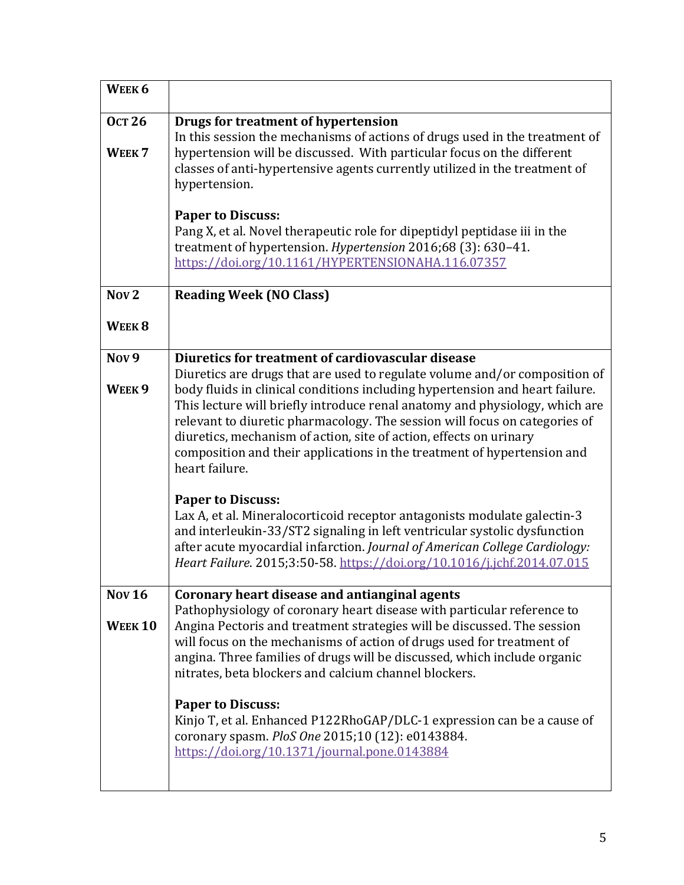| **Week 6** | |
|---|---|
| **Oct 26**<br><br>**Week 7** | **Drugs for treatment of hypertension**<br>In this session the mechanisms of actions of drugs used in the treatment of hypertension will be discussed. With particular focus on the different classes of anti-hypertensive agents currently utilized in the treatment of hypertension.<br><br>**Paper to Discuss:**<br>Pang X, et al. Novel therapeutic role for dipeptidyl peptidase iii in the treatment of hypertension. *Hypertension* 2016;68 (3): 630–41. [https://doi.org/10.1161/HYPERTENSIONAHA.116.07357](https://doi.org/10.1161/HYPERTENSIONAHA.116.07357) |
| **Nov 2**<br><br>**Week 8** | **Reading Week (NO Class)** |
| **Nov 9**<br><br>**Week 9** | **Diuretics for treatment of cardiovascular disease**<br>Diuretics are drugs that are used to regulate volume and/or composition of body fluids in clinical conditions including hypertension and heart failure. This lecture will briefly introduce renal anatomy and physiology, which are relevant to diuretic pharmacology. The session will focus on categories of diuretics, mechanism of action, site of action, effects on urinary composition and their applications in the treatment of hypertension and heart failure.<br><br>**Paper to Discuss:**<br>Lax A, et al. Mineralocorticoid receptor antagonists modulate galectin-3 and interleukin-33/ST2 signaling in left ventricular systolic dysfunction after acute myocardial infarction. *Journal of American College Cardiology: Heart Failure*. 2015;3:50-58. [https://doi.org/10.1016/j.jchf.2014.07.015](https://doi.org/10.1016/j.jchf.2014.07.015) |
| **Nov 16**<br><br>**Week 10** | **Coronary heart disease and antianginal agents**<br>Pathophysiology of coronary heart disease with particular reference to Angina Pectoris and treatment strategies will be discussed. The session will focus on the mechanisms of action of drugs used for treatment of angina. Three families of drugs will be discussed, which include organic nitrates, beta blockers and calcium channel blockers.<br><br>**Paper to Discuss:**<br>Kinjo T, et al. Enhanced P122RhoGAP/DLC-1 expression can be a cause of coronary spasm. *PloS One* 2015;10 (12): e0143884. [https://doi.org/10.1371/journal.pone.0143884](https://doi.org/10.1371/journal.pone.0143884) |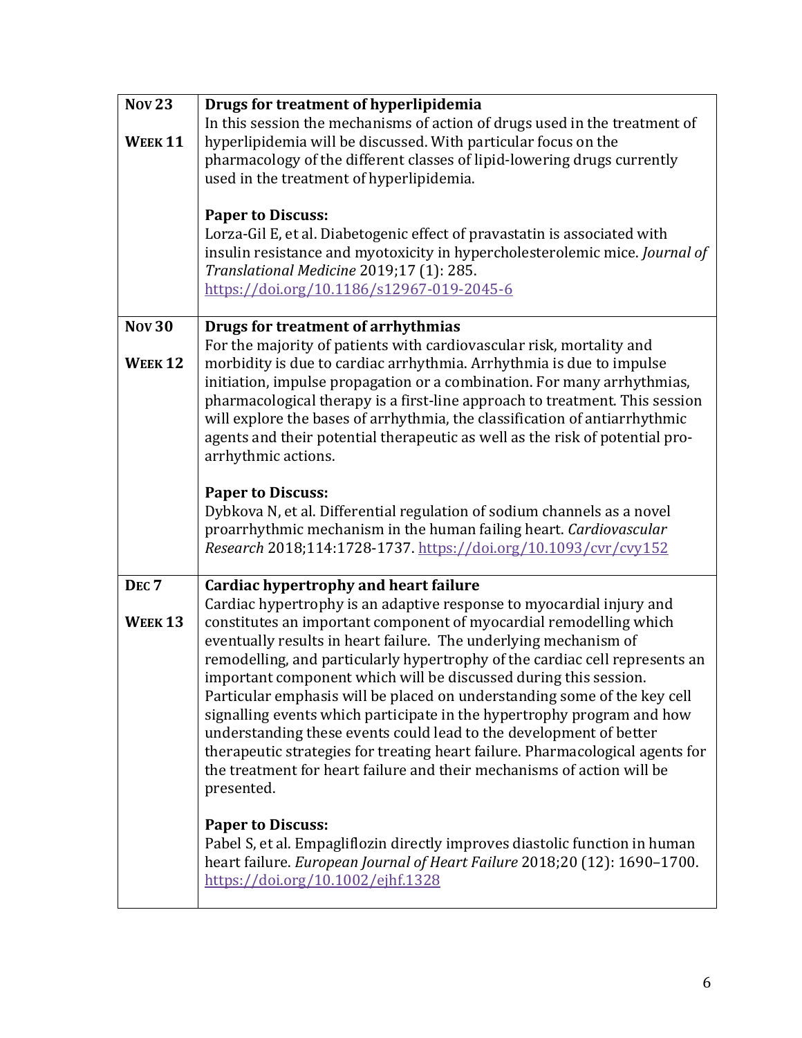| | |
|---|---|
| **Nov 23**<br><br>**Week 11** | **Drugs for treatment of hyperlipidemia**<br>In this session the mechanisms of action of drugs used in the treatment of hyperlipidemia will be discussed. With particular focus on the pharmacology of the different classes of lipid-lowering drugs currently used in the treatment of hyperlipidemia.<br><br>**Paper to Discuss:**<br>Lorza-Gil E, et al. Diabetogenic effect of pravastatin is associated with insulin resistance and myotoxicity in hypercholesterolemic mice. *Journal of Translational Medicine* 2019;17 (1): 285. https://doi.org/10.1186/s12967-019-2045-6 |
| **Nov 30**<br><br>**Week 12** | **Drugs for treatment of arrhythmias**<br>For the majority of patients with cardiovascular risk, mortality and morbidity is due to cardiac arrhythmia. Arrhythmia is due to impulse initiation, impulse propagation or a combination. For many arrhythmias, pharmacological therapy is a first-line approach to treatment. This session will explore the bases of arrhythmia, the classification of antiarrhythmic agents and their potential therapeutic as well as the risk of potential pro-arrhythmic actions.<br><br>**Paper to Discuss:**<br>Dybkova N, et al. Differential regulation of sodium channels as a novel proarrhythmic mechanism in the human failing heart. *Cardiovascular Research* 2018;114:1728-1737. https://doi.org/10.1093/cvr/cvy152 |
| **Dec 7**<br><br>**Week 13** | **Cardiac hypertrophy and heart failure**<br>Cardiac hypertrophy is an adaptive response to myocardial injury and constitutes an important component of myocardial remodelling which eventually results in heart failure. The underlying mechanism of remodelling, and particularly hypertrophy of the cardiac cell represents an important component which will be discussed during this session. Particular emphasis will be placed on understanding some of the key cell signalling events which participate in the hypertrophy program and how understanding these events could lead to the development of better therapeutic strategies for treating heart failure. Pharmacological agents for the treatment for heart failure and their mechanisms of action will be presented.<br><br>**Paper to Discuss:**<br>Pabel S, et al. Empagliflozin directly improves diastolic function in human heart failure. *European Journal of Heart Failure* 2018;20 (12): 1690–1700. https://doi.org/10.1002/ejhf.1328 |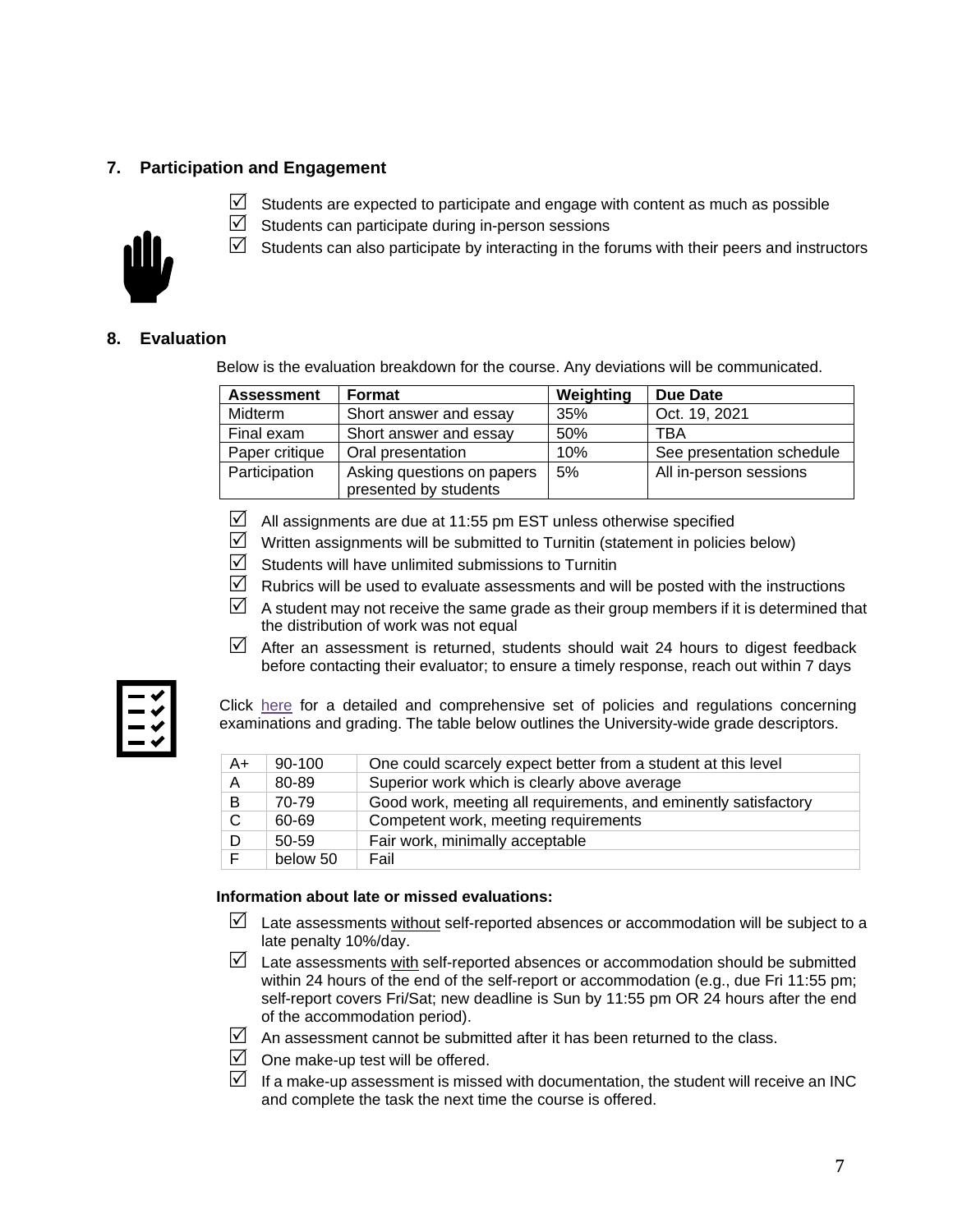## 7. Participation and Engagement

- ☑ Students are expected to participate and engage with content as much as possible
- ☑ Students can participate during in-person sessions
- ☑ Students can also participate by interacting in the forums with their peers and instructors

## 8. Evaluation

Below is the evaluation breakdown for the course. Any deviations will be communicated.

| Assessment | Format | Weighting | Due Date |
|---|---|---|---|
| Midterm | Short answer and essay | 35% | Oct. 19, 2021 |
| Final exam | Short answer and essay | 50% | TBA |
| Paper critique | Oral presentation | 10% | See presentation schedule |
| Participation | Asking questions on papers presented by students | 5% | All in-person sessions |

- ☑ All assignments are due at 11:55 pm EST unless otherwise specified
- ☑ Written assignments will be submitted to Turnitin (statement in policies below)
- ☑ Students will have unlimited submissions to Turnitin
- ☑ Rubrics will be used to evaluate assessments and will be posted with the instructions
- ☑ A student may not receive the same grade as their group members if it is determined that the distribution of work was not equal
- ☑ After an assessment is returned, students should wait 24 hours to digest feedback before contacting their evaluator; to ensure a timely response, reach out within 7 days

Click here for a detailed and comprehensive set of policies and regulations concerning examinations and grading. The table below outlines the University-wide grade descriptors.

| | | |
|---|---|---|
| A+ | 90-100 | One could scarcely expect better from a student at this level |
| A | 80-89 | Superior work which is clearly above average |
| B | 70-79 | Good work, meeting all requirements, and eminently satisfactory |
| C | 60-69 | Competent work, meeting requirements |
| D | 50-59 | Fair work, minimally acceptable |
| F | below 50 | Fail |

**Information about late or missed evaluations:**

- ☑ Late assessments without self-reported absences or accommodation will be subject to a late penalty 10%/day.
- ☑ Late assessments with self-reported absences or accommodation should be submitted within 24 hours of the end of the self-report or accommodation (e.g., due Fri 11:55 pm; self-report covers Fri/Sat; new deadline is Sun by 11:55 pm OR 24 hours after the end of the accommodation period).
- ☑ An assessment cannot be submitted after it has been returned to the class.
- ☑ One make-up test will be offered.
- ☑ If a make-up assessment is missed with documentation, the student will receive an INC and complete the task the next time the course is offered.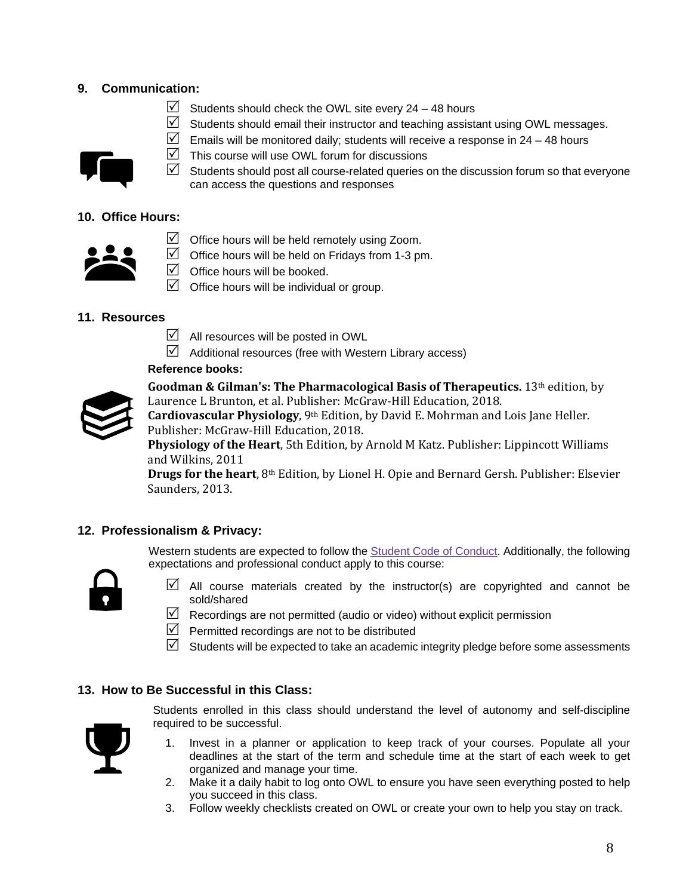## 9. Communication:

- ☑ Students should check the OWL site every 24 – 48 hours
- ☑ Students should email their instructor and teaching assistant using OWL messages.
- ☑ Emails will be monitored daily; students will receive a response in 24 – 48 hours
- ☑ This course will use OWL forum for discussions
- ☑ Students should post all course-related queries on the discussion forum so that everyone can access the questions and responses

## 10. Office Hours:

- ☑ Office hours will be held remotely using Zoom.
- ☑ Office hours will be held on Fridays from 1-3 pm.
- ☑ Office hours will be booked.
- ☑ Office hours will be individual or group.

## 11. Resources

- ☑ All resources will be posted in OWL
- ☑ Additional resources (free with Western Library access)

**Reference books:**

**Goodman & Gilman's: The Pharmacological Basis of Therapeutics.** 13th edition, by Laurence L Brunton, et al. Publisher: McGraw-Hill Education, 2018.
**Cardiovascular Physiology**, 9th Edition, by David E. Mohrman and Lois Jane Heller. Publisher: McGraw-Hill Education, 2018.
**Physiology of the Heart**, 5th Edition, by Arnold M Katz. Publisher: Lippincott Williams and Wilkins, 2011
**Drugs for the heart**, 8th Edition, by Lionel H. Opie and Bernard Gersh. Publisher: Elsevier Saunders, 2013.

## 12. Professionalism & Privacy:

Western students are expected to follow the Student Code of Conduct. Additionally, the following expectations and professional conduct apply to this course:

- ☑ All course materials created by the instructor(s) are copyrighted and cannot be sold/shared
- ☑ Recordings are not permitted (audio or video) without explicit permission
- ☑ Permitted recordings are not to be distributed
- ☑ Students will be expected to take an academic integrity pledge before some assessments

## 13. How to Be Successful in this Class:

Students enrolled in this class should understand the level of autonomy and self-discipline required to be successful.

1. Invest in a planner or application to keep track of your courses. Populate all your deadlines at the start of the term and schedule time at the start of each week to get organized and manage your time.
2. Make it a daily habit to log onto OWL to ensure you have seen everything posted to help you succeed in this class.
3. Follow weekly checklists created on OWL or create your own to help you stay on track.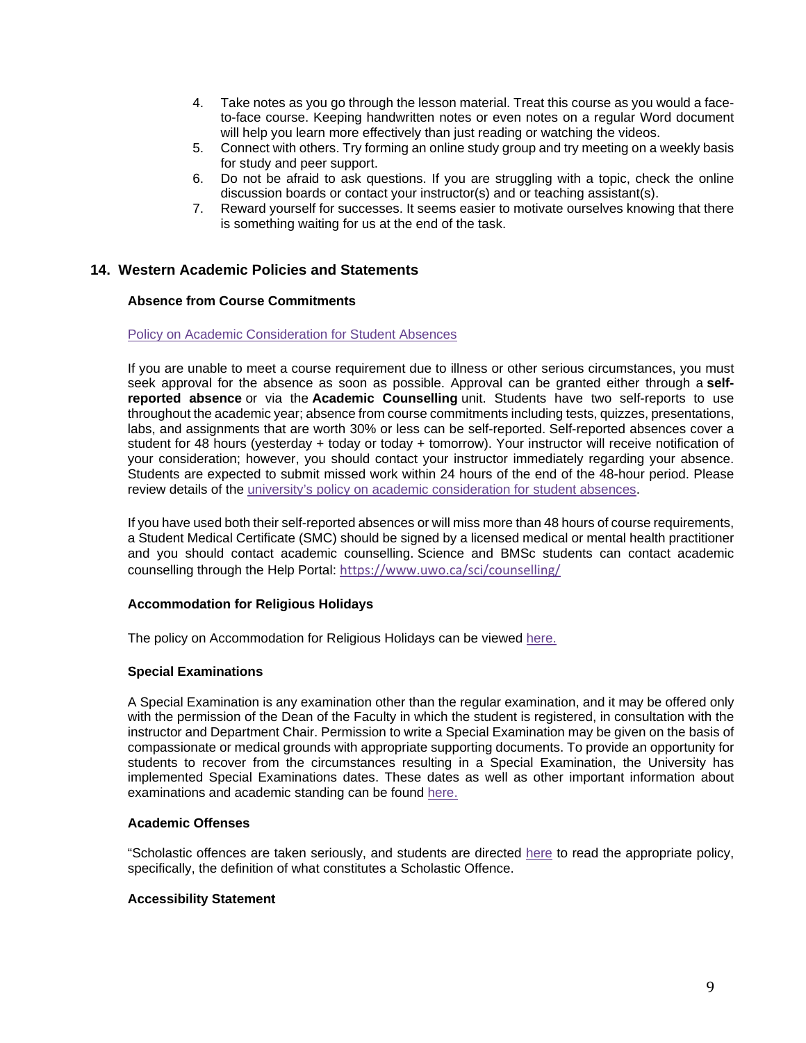4. Take notes as you go through the lesson material. Treat this course as you would a face-to-face course. Keeping handwritten notes or even notes on a regular Word document will help you learn more effectively than just reading or watching the videos.
5. Connect with others. Try forming an online study group and try meeting on a weekly basis for study and peer support.
6. Do not be afraid to ask questions. If you are struggling with a topic, check the online discussion boards or contact your instructor(s) and or teaching assistant(s).
7. Reward yourself for successes. It seems easier to motivate ourselves knowing that there is something waiting for us at the end of the task.

## 14. Western Academic Policies and Statements

### Absence from Course Commitments

Policy on Academic Consideration for Student Absences

If you are unable to meet a course requirement due to illness or other serious circumstances, you must seek approval for the absence as soon as possible. Approval can be granted either through a **self-reported absence** or via the **Academic Counselling** unit. Students have two self-reports to use throughout the academic year; absence from course commitments including tests, quizzes, presentations, labs, and assignments that are worth 30% or less can be self-reported. Self-reported absences cover a student for 48 hours (yesterday + today or today + tomorrow). Your instructor will receive notification of your consideration; however, you should contact your instructor immediately regarding your absence. Students are expected to submit missed work within 24 hours of the end of the 48-hour period. Please review details of the university's policy on academic consideration for student absences.

If you have used both their self-reported absences or will miss more than 48 hours of course requirements, a Student Medical Certificate (SMC) should be signed by a licensed medical or mental health practitioner and you should contact academic counselling. Science and BMSc students can contact academic counselling through the Help Portal: https://www.uwo.ca/sci/counselling/

### Accommodation for Religious Holidays

The policy on Accommodation for Religious Holidays can be viewed here.

### Special Examinations

A Special Examination is any examination other than the regular examination, and it may be offered only with the permission of the Dean of the Faculty in which the student is registered, in consultation with the instructor and Department Chair. Permission to write a Special Examination may be given on the basis of compassionate or medical grounds with appropriate supporting documents. To provide an opportunity for students to recover from the circumstances resulting in a Special Examination, the University has implemented Special Examinations dates. These dates as well as other important information about examinations and academic standing can be found here.

### Academic Offenses

"Scholastic offences are taken seriously, and students are directed here to read the appropriate policy, specifically, the definition of what constitutes a Scholastic Offence.

### Accessibility Statement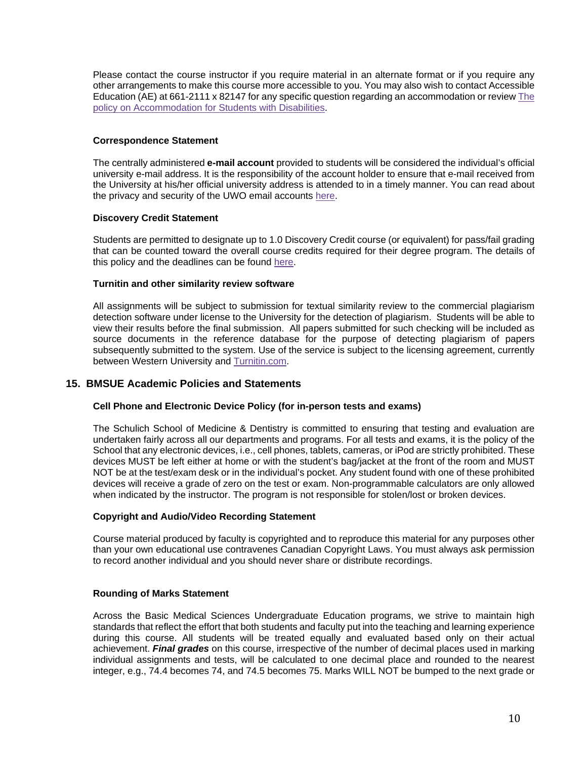Please contact the course instructor if you require material in an alternate format or if you require any other arrangements to make this course more accessible to you. You may also wish to contact Accessible Education (AE) at 661-2111 x 82147 for any specific question regarding an accommodation or review [The policy on Accommodation for Students with Disabilities](#).

### Correspondence Statement

The centrally administered **e-mail account** provided to students will be considered the individual's official university e-mail address. It is the responsibility of the account holder to ensure that e-mail received from the University at his/her official university address is attended to in a timely manner. You can read about the privacy and security of the UWO email accounts [here](#).

### Discovery Credit Statement

Students are permitted to designate up to 1.0 Discovery Credit course (or equivalent) for pass/fail grading that can be counted toward the overall course credits required for their degree program. The details of this policy and the deadlines can be found [here](#).

### Turnitin and other similarity review software

All assignments will be subject to submission for textual similarity review to the commercial plagiarism detection software under license to the University for the detection of plagiarism. Students will be able to view their results before the final submission. All papers submitted for such checking will be included as source documents in the reference database for the purpose of detecting plagiarism of papers subsequently submitted to the system. Use of the service is subject to the licensing agreement, currently between Western University and [Turnitin.com](#).

## 15. BMSUE Academic Policies and Statements

### Cell Phone and Electronic Device Policy (for in-person tests and exams)

The Schulich School of Medicine & Dentistry is committed to ensuring that testing and evaluation are undertaken fairly across all our departments and programs. For all tests and exams, it is the policy of the School that any electronic devices, i.e., cell phones, tablets, cameras, or iPod are strictly prohibited. These devices MUST be left either at home or with the student's bag/jacket at the front of the room and MUST NOT be at the test/exam desk or in the individual's pocket. Any student found with one of these prohibited devices will receive a grade of zero on the test or exam. Non-programmable calculators are only allowed when indicated by the instructor. The program is not responsible for stolen/lost or broken devices.

### Copyright and Audio/Video Recording Statement

Course material produced by faculty is copyrighted and to reproduce this material for any purposes other than your own educational use contravenes Canadian Copyright Laws. You must always ask permission to record another individual and you should never share or distribute recordings.

### Rounding of Marks Statement

Across the Basic Medical Sciences Undergraduate Education programs, we strive to maintain high standards that reflect the effort that both students and faculty put into the teaching and learning experience during this course. All students will be treated equally and evaluated based only on their actual achievement. ***Final grades*** on this course, irrespective of the number of decimal places used in marking individual assignments and tests, will be calculated to one decimal place and rounded to the nearest integer, e.g., 74.4 becomes 74, and 74.5 becomes 75. Marks WILL NOT be bumped to the next grade or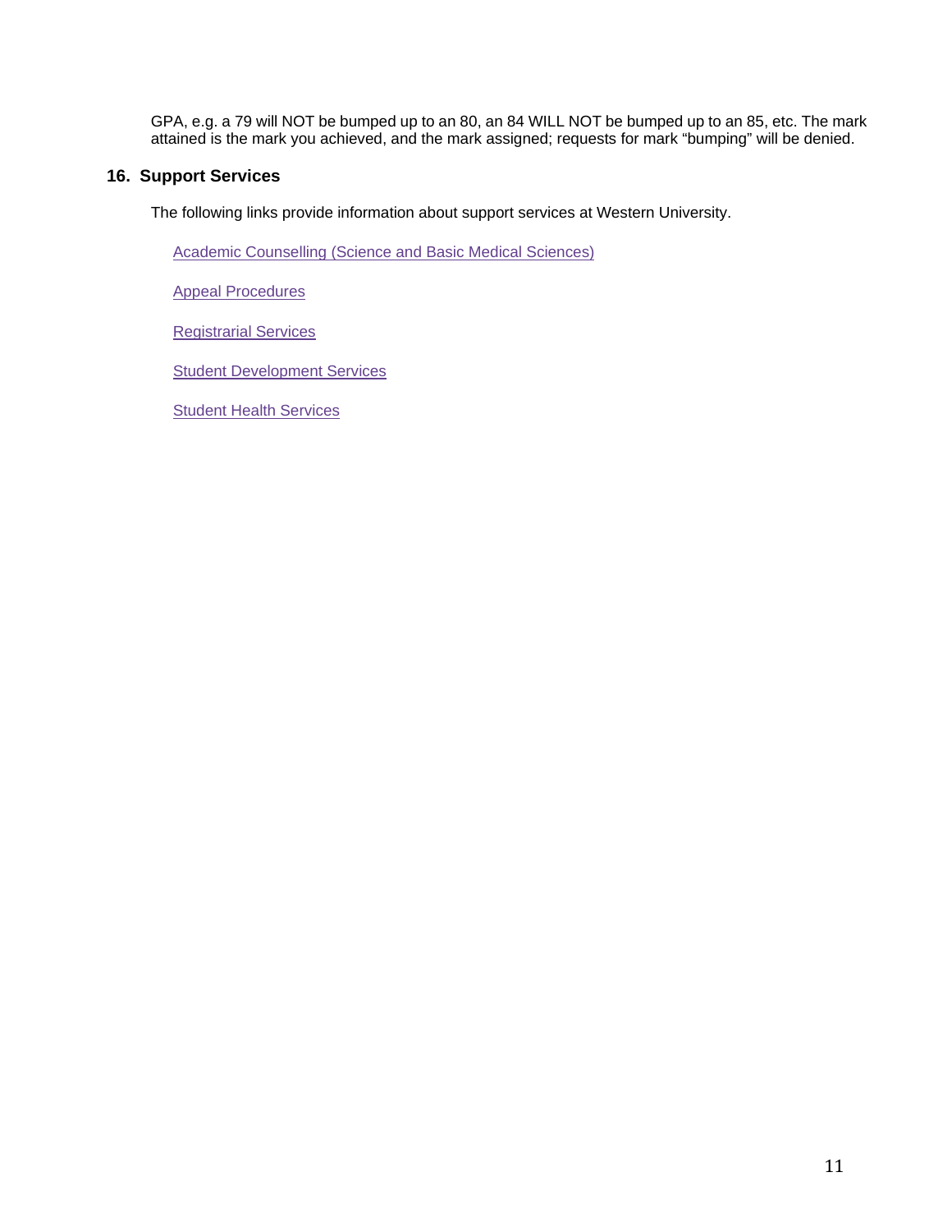GPA, e.g. a 79 will NOT be bumped up to an 80, an 84 WILL NOT be bumped up to an 85, etc. The mark attained is the mark you achieved, and the mark assigned; requests for mark "bumping" will be denied.

## 16. Support Services

The following links provide information about support services at Western University.

Academic Counselling (Science and Basic Medical Sciences)

Appeal Procedures

Registrarial Services

Student Development Services

Student Health Services